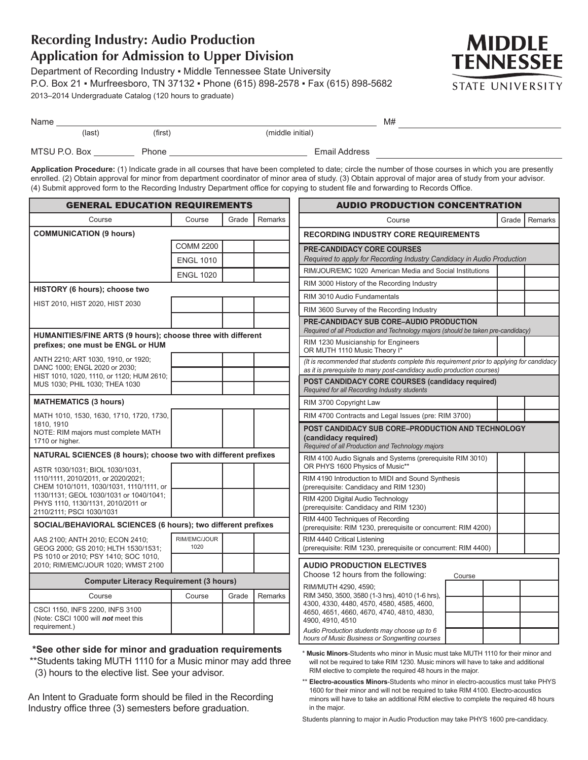# Recording Industry: Audio Production
# Application for Admission to Upper Division

Department of Recording Industry ▪ Middle Tennessee State University
P.O. Box 21 ▪ Murfreesboro, TN 37132 ▪ Phone (615) 898-2578 ▪ Fax (615) 898-5682
2013–2014 Undergraduate Catalog (120 hours to graduate)

MIDDLE TENNESSEE STATE UNIVERSITY

Name ______________________________________ M# ______________________
(last) (first) (middle initial)

MTSU P.O. Box ________ Phone ______________________ Email Address ______________________

**Application Procedure:** (1) Indicate grade in all courses that have been completed to date; circle the number of those courses in which you are presently enrolled. (2) Obtain approval for minor from department coordinator of minor area of study. (3) Obtain approval of major area of study from your advisor. (4) Submit approved form to the Recording Industry Department office for copying to student file and forwarding to Records Office.

## GENERAL EDUCATION REQUIREMENTS

| Course | Course | Grade | Remarks |
|---|---|---|---|
| **COMMUNICATION (9 hours)** | | | |
| | COMM 2200 | | |
| | ENGL 1010 | | |
| | ENGL 1020 | | |
| **HISTORY (6 hours); choose two** | | | |
| HIST 2010, HIST 2020, HIST 2030 | | | |
| | | | |
| **HUMANITIES/FINE ARTS (9 hours); choose three with different prefixes; one must be ENGL or HUM** | | | |
| ANTH 2210; ART 1030, 1910, or 1920; DANC 1000; ENGL 2020 or 2030; HIST 1010, 1020, 1110, or 1120; HUM 2610; MUS 1030; PHIL 1030; THEA 1030 | | | |
| | | | |
| | | | |
| **MATHEMATICS (3 hours)** | | | |
| MATH 1010, 1530, 1630, 1710, 1720, 1730, 1810, 1910<br>NOTE: RIM majors must complete MATH 1710 or higher. | | | |
| **NATURAL SCIENCES (8 hours); choose two with different prefixes** | | | |
| ASTR 1030/1031; BIOL 1030/1031, 1110/1111, 2010/2011, or 2020/2021; CHEM 1010/1011, 1030/1031, 1110/1111, or 1130/1131; GEOL 1030/1031 or 1040/1041; PHYS 1110, 1130/1131, 2010/2011 or 2110/2111; PSCI 1030/1031 | | | |
| | | | |
| **SOCIAL/BEHAVIORAL SCIENCES (6 hours); two different prefixes** | | | |
| AAS 2100; ANTH 2010; ECON 2410; GEOG 2000; GS 2010; HLTH 1530/1531; PS 1010 or 2010; PSY 1410; SOC 1010, 2010; RIM/EMC/JOUR 1020; WMST 2100 | RIM/EMC/JOUR 1020 | | |
| | | | |

### Computer Literacy Requirement (3 hours)

| Course | Course | Grade | Remarks |
|---|---|---|---|
| CSCI 1150, INFS 2200, INFS 3100 (Note: CSCI 1000 will ***not*** meet this requirement.) | | | |

**\*See other side for minor and graduation requirements**

\*\*Students taking MUTH 1110 for a Music minor may add three (3) hours to the elective list. See your advisor.

An Intent to Graduate form should be filed in the Recording Industry office three (3) semesters before graduation.

## AUDIO PRODUCTION CONCENTRATION

| Course | Grade | Remarks |
|---|---|---|
| **RECORDING INDUSTRY CORE REQUIREMENTS** | | |
| **PRE-CANDIDACY CORE COURSES**<br>*Required to apply for Recording Industry Candidacy in Audio Production* | | |
| RIM/JOUR/EMC 1020 American Media and Social Institutions | | |
| RIM 3000 History of the Recording Industry | | |
| RIM 3010 Audio Fundamentals | | |
| RIM 3600 Survey of the Recording Industry | | |
| **PRE-CANDIDACY SUB CORE–AUDIO PRODUCTION**<br>*Required of all Production and Technology majors (should be taken pre-candidacy)* | | |
| RIM 1230 Musicianship for Engineers OR MUTH 1110 Music Theory I* | | |
| *(It is recommended that students complete this requirement prior to applying for candidacy as it is prerequisite to many post-candidacy audio production courses)* | | |
| **POST CANDIDACY CORE COURSES (candidacy required)**<br>*Required for all Recording Industry students* | | |
| RIM 3700 Copyright Law | | |
| RIM 4700 Contracts and Legal Issues (pre: RIM 3700) | | |
| **POST CANDIDACY SUB CORE–PRODUCTION AND TECHNOLOGY (candidacy required)**<br>*Required of all Production and Technology majors* | | |
| RIM 4100 Audio Signals and Systems (prerequisite RIM 3010) OR PHYS 1600 Physics of Music** | | |
| RIM 4190 Introduction to MIDI and Sound Synthesis (prerequisite: Candidacy and RIM 1230) | | |
| RIM 4200 Digital Audio Technology (prerequisite: Candidacy and RIM 1230) | | |
| RIM 4400 Techniques of Recording (prerequisite: RIM 1230, prerequisite or concurrent: RIM 4200) | | |
| RIM 4440 Critical Listening (prerequisite: RIM 1230, prerequisite or concurrent: RIM 4400) | | |

### AUDIO PRODUCTION ELECTIVES

| Choose 12 hours from the following: | Course | Grade | Remarks |
|---|---|---|---|
| RIM/MUTH 4290, 4590; RIM 3450, 3500, 3580 (1-3 hrs), 4010 (1-6 hrs), 4300, 4330, 4480, 4570, 4580, 4585, 4600, 4650, 4651, 4660, 4670, 4740, 4810, 4830, 4900, 4910, 4510<br>*Audio Production students may choose up to 6 hours of Music Business or Songwriting courses* | | | |
| | | | |
| | | | |
| | | | |

\* **Music Minors**-Students who minor in Music must take MUTH 1110 for their minor and will not be required to take RIM 1230. Music minors will have to take and additional RIM elective to complete the required 48 hours in the major.

\*\* **Electro-acoustics Minors**-Students who minor in electro-acoustics must take PHYS 1600 for their minor and will not be required to take RIM 4100. Electro-acoustics minors will have to take an additional RIM elective to complete the required 48 hours in the major.

Students planning to major in Audio Production may take PHYS 1600 pre-candidacy.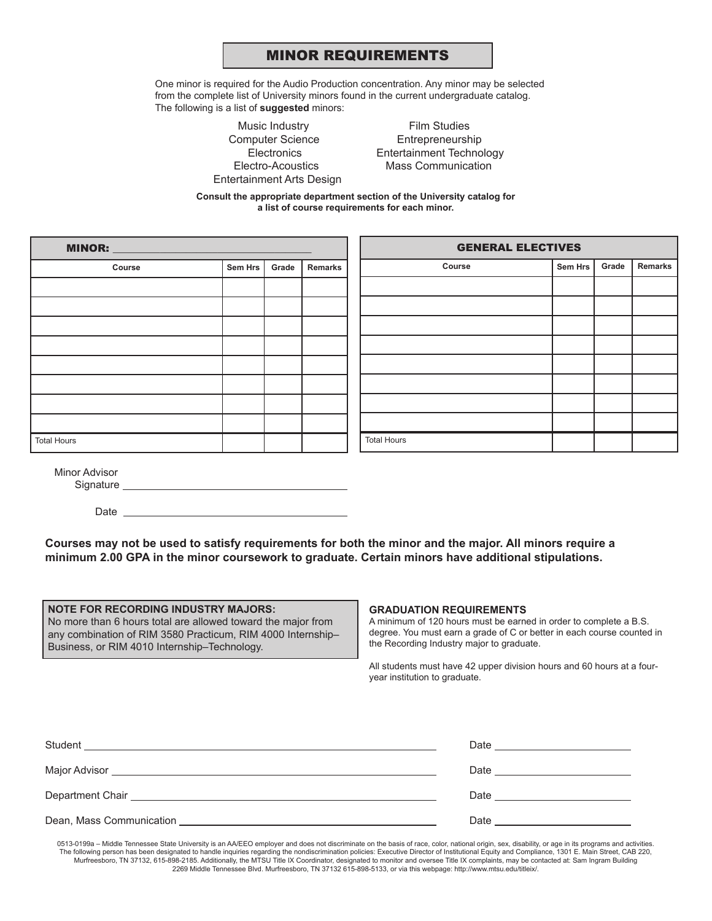# MINOR REQUIREMENTS

One minor is required for the Audio Production concentration. Any minor may be selected from the complete list of University minors found in the current undergraduate catalog. The following is a list of **suggested** minors:

- Music Industry
- Computer Science
- Electronics
- Electro-Acoustics
- Entertainment Arts Design
- Film Studies
- Entrepreneurship
- Entertainment Technology
- Mass Communication

**Consult the appropriate department section of the University catalog for a list of course requirements for each minor.**

**MINOR:** ________________________________

| Course | Sem Hrs | Grade | Remarks |
|---|---|---|---|
| | | | |
| | | | |
| | | | |
| | | | |
| | | | |
| | | | |
| | | | |
| | | | |
| Total Hours | | | |

**GENERAL ELECTIVES**

| Course | Sem Hrs | Grade | Remarks |
|---|---|---|---|
| | | | |
| | | | |
| | | | |
| | | | |
| | | | |
| | | | |
| | | | |
| | | | |
| Total Hours | | | |

Minor Advisor Signature ________________________________

Date ________________________________

**Courses may not be used to satisfy requirements for both the minor and the major. All minors require a minimum 2.00 GPA in the minor coursework to graduate. Certain minors have additional stipulations.**

**NOTE FOR RECORDING INDUSTRY MAJORS:**
No more than 6 hours total are allowed toward the major from any combination of RIM 3580 Practicum, RIM 4000 Internship–Business, or RIM 4010 Internship–Technology.

**GRADUATION REQUIREMENTS**
A minimum of 120 hours must be earned in order to complete a B.S. degree. You must earn a grade of C or better in each course counted in the Recording Industry major to graduate.

All students must have 42 upper division hours and 60 hours at a four-year institution to graduate.

Student ________________________________ Date ________________

Major Advisor ________________________________ Date ________________

Department Chair ________________________________ Date ________________

Dean, Mass Communication ________________________________ Date ________________

0513-0199a – Middle Tennessee State University is an AA/EEO employer and does not discriminate on the basis of race, color, national origin, sex, disability, or age in its programs and activities. The following person has been designated to handle inquiries regarding the nondiscrimination policies: Executive Director of Institutional Equity and Compliance, 1301 E. Main Street, CAB 220, Murfreesboro, TN 37132, 615-898-2185. Additionally, the MTSU Title IX Coordinator, designated to monitor and oversee Title IX complaints, may be contacted at: Sam Ingram Building 2269 Middle Tennessee Blvd. Murfreesboro, TN 37132 615-898-5133, or via this webpage: http://www.mtsu.edu/titleix/.